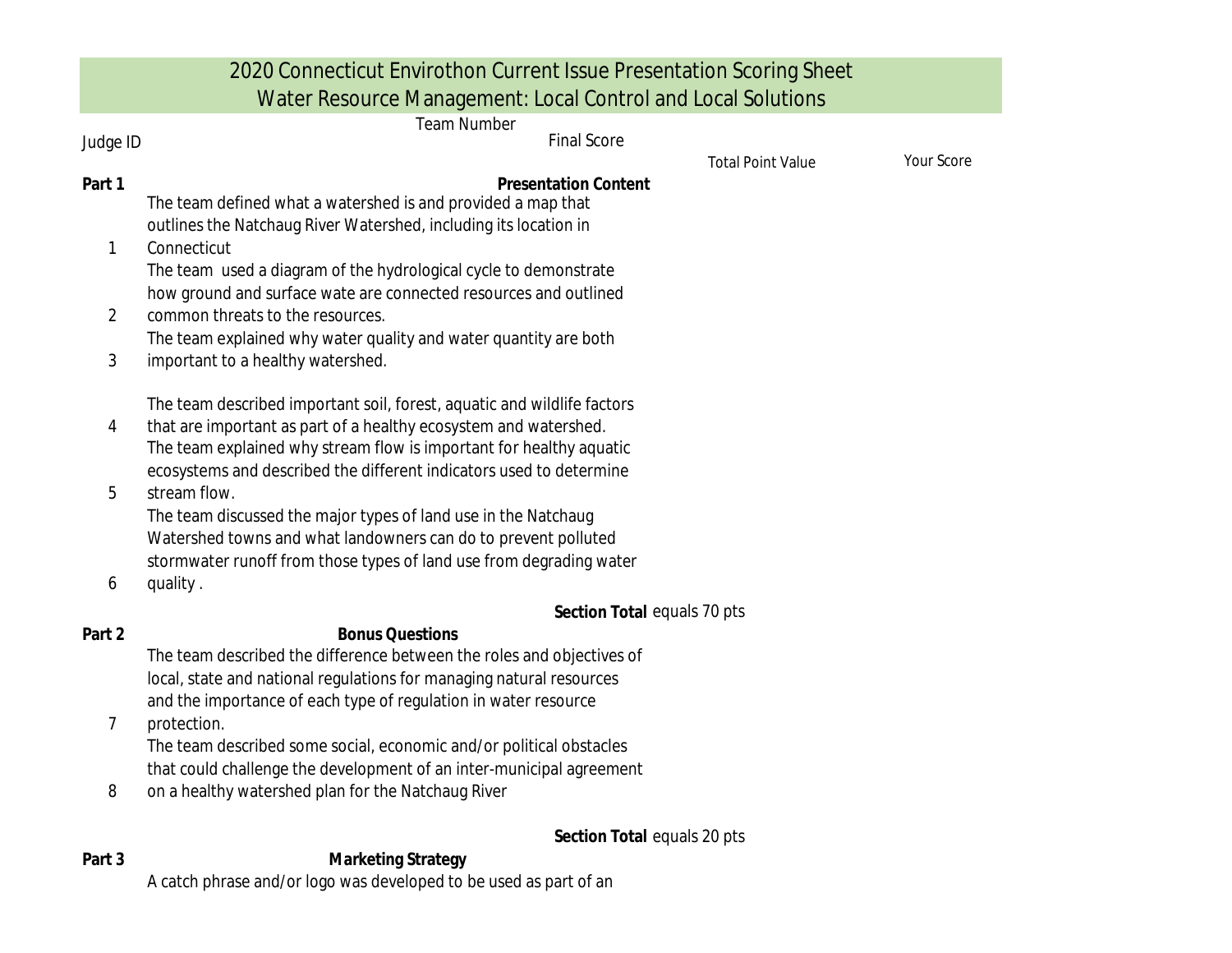# 2020 Connecticut Envirothon Current Issue Presentation Scoring Sheet
## Water Resource Management: Local Control and Local Solutions

Judge ID

Team Number

Final Score

| | | Total Point Value | Your Score |
|---|---|---|---|
| **Part 1** | **Presentation Content** | | |
| 1 | The team defined what a watershed is and provided a map that outlines the Natchaug River Watershed, including its location in Connecticut | | |
| 2 | The team used a diagram of the hydrological cycle to demonstrate how ground and surface wate are connected resources and outlined common threats to the resources. | | |
| 3 | The team explained why water quality and water quantity are both important to a healthy watershed. | | |
| 4 | The team described important soil, forest, aquatic and wildlife factors that are important as part of a healthy ecosystem and watershed. | | |
| 5 | The team explained why stream flow is important for healthy aquatic ecosystems and described the different indicators used to determine stream flow. | | |
| 6 | The team discussed the major types of land use in the Natchaug Watershed towns and what landowners can do to prevent polluted stormwater runoff from those types of land use from degrading water quality . | | |
| | **Section Total** | equals 70 pts | |
| **Part 2** | **Bonus Questions** | | |
| 7 | The team described the difference between the roles and objectives of local, state and national regulations for managing natural resources and the importance of each type of regulation in water resource protection. | | |
| 8 | The team described some social, economic and/or political obstacles that could challenge the development of an inter-municipal agreement on a healthy watershed plan for the Natchaug River | | |
| | **Section Total** | equals 20 pts | |
| **Part 3** | **Marketing Strategy** | | |
| | A catch phrase and/or logo was developed to be used as part of an | | |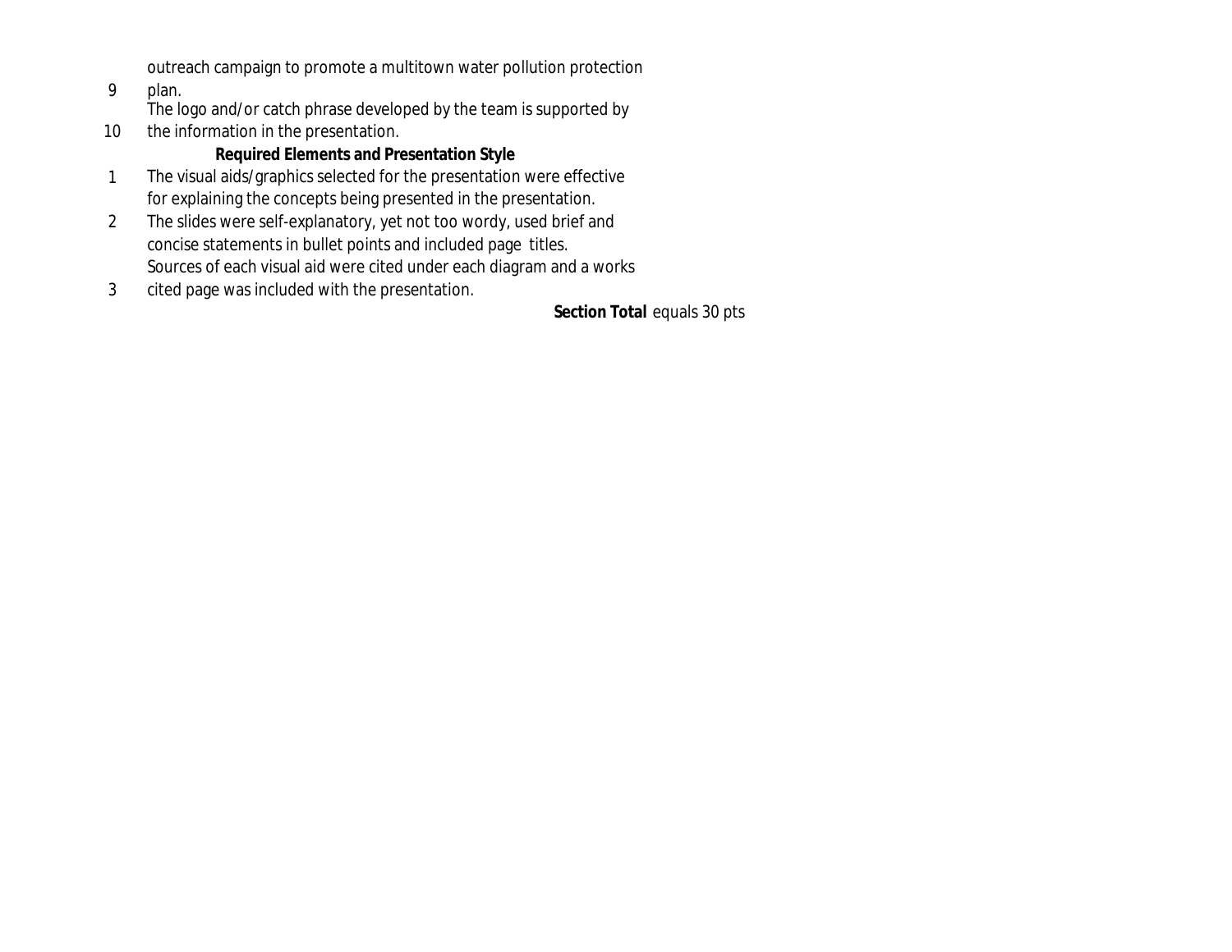| | |
|---|---|
| 9 | outreach campaign to promote a multitown water pollution protection plan. |
| 10 | The logo and/or catch phrase developed by the team is supported by the information in the presentation. |
| | **Required Elements and Presentation Style** |
| 1 | The visual aids/graphics selected for the presentation were effective for explaining the concepts being presented in the presentation. |
| 2 | The slides were self-explanatory, yet not too wordy, used brief and concise statements in bullet points and included page titles. |
| 3 | Sources of each visual aid were cited under each diagram and a works cited page was included with the presentation. |
| | **Section Total** equals 30 pts |